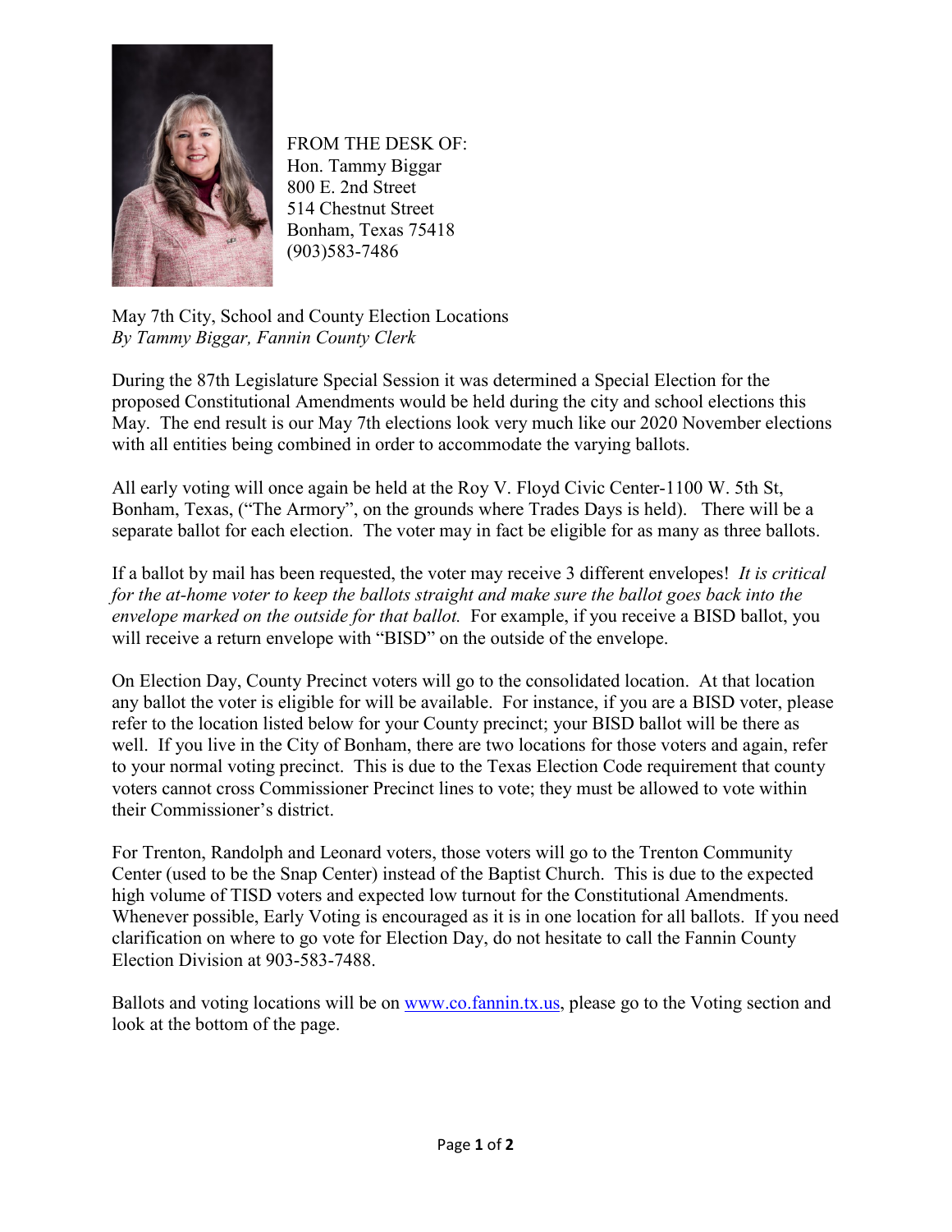FROM THE DESK OF:
Hon. Tammy Biggar
800 E. 2nd Street
514 Chestnut Street
Bonham, Texas 75418
(903)583-7486

May 7th City, School and County Election Locations
*By Tammy Biggar, Fannin County Clerk*

During the 87th Legislature Special Session it was determined a Special Election for the proposed Constitutional Amendments would be held during the city and school elections this May. The end result is our May 7th elections look very much like our 2020 November elections with all entities being combined in order to accommodate the varying ballots.

All early voting will once again be held at the Roy V. Floyd Civic Center-1100 W. 5th St, Bonham, Texas, ("The Armory", on the grounds where Trades Days is held). There will be a separate ballot for each election. The voter may in fact be eligible for as many as three ballots.

If a ballot by mail has been requested, the voter may receive 3 different envelopes! *It is critical for the at-home voter to keep the ballots straight and make sure the ballot goes back into the envelope marked on the outside for that ballot.* For example, if you receive a BISD ballot, you will receive a return envelope with "BISD" on the outside of the envelope.

On Election Day, County Precinct voters will go to the consolidated location. At that location any ballot the voter is eligible for will be available. For instance, if you are a BISD voter, please refer to the location listed below for your County precinct; your BISD ballot will be there as well. If you live in the City of Bonham, there are two locations for those voters and again, refer to your normal voting precinct. This is due to the Texas Election Code requirement that county voters cannot cross Commissioner Precinct lines to vote; they must be allowed to vote within their Commissioner's district.

For Trenton, Randolph and Leonard voters, those voters will go to the Trenton Community Center (used to be the Snap Center) instead of the Baptist Church. This is due to the expected high volume of TISD voters and expected low turnout for the Constitutional Amendments. Whenever possible, Early Voting is encouraged as it is in one location for all ballots. If you need clarification on where to go vote for Election Day, do not hesitate to call the Fannin County Election Division at 903-583-7488.

Ballots and voting locations will be on [www.co.fannin.tx.us](http://www.co.fannin.tx.us), please go to the Voting section and look at the bottom of the page.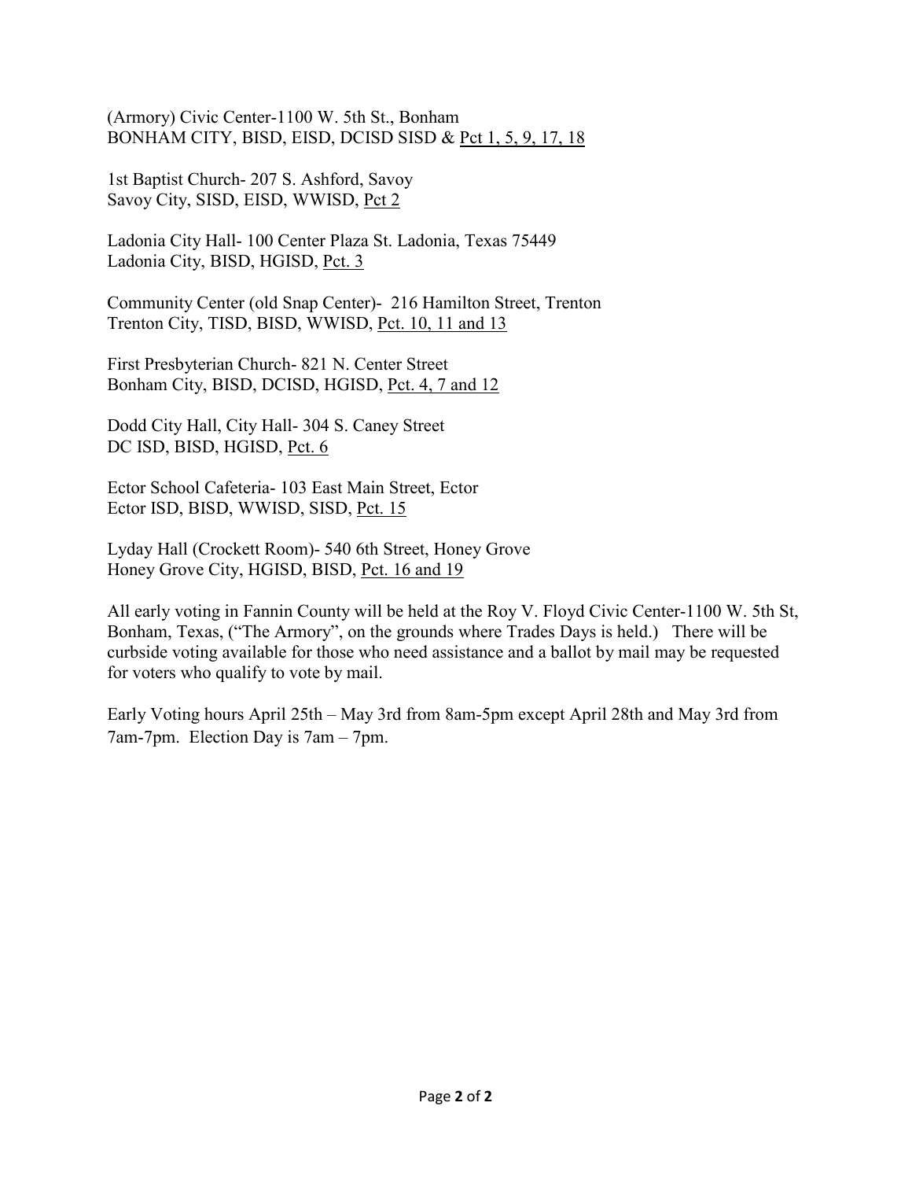(Armory) Civic Center-1100 W. 5th St., Bonham
BONHAM CITY, BISD, EISD, DCISD SISD & Pct 1, 5, 9, 17, 18

1st Baptist Church- 207 S. Ashford, Savoy
Savoy City, SISD, EISD, WWISD, Pct 2

Ladonia City Hall- 100 Center Plaza St. Ladonia, Texas 75449
Ladonia City, BISD, HGISD, Pct. 3

Community Center (old Snap Center)- 216 Hamilton Street, Trenton
Trenton City, TISD, BISD, WWISD, Pct. 10, 11 and 13

First Presbyterian Church- 821 N. Center Street
Bonham City, BISD, DCISD, HGISD, Pct. 4, 7 and 12

Dodd City Hall, City Hall- 304 S. Caney Street
DC ISD, BISD, HGISD, Pct. 6

Ector School Cafeteria- 103 East Main Street, Ector
Ector ISD, BISD, WWISD, SISD, Pct. 15

Lyday Hall (Crockett Room)- 540 6th Street, Honey Grove
Honey Grove City, HGISD, BISD, Pct. 16 and 19

All early voting in Fannin County will be held at the Roy V. Floyd Civic Center-1100 W. 5th St, Bonham, Texas, ("The Armory", on the grounds where Trades Days is held.) There will be curbside voting available for those who need assistance and a ballot by mail may be requested for voters who qualify to vote by mail.

Early Voting hours April 25th – May 3rd from 8am-5pm except April 28th and May 3rd from 7am-7pm. Election Day is 7am – 7pm.